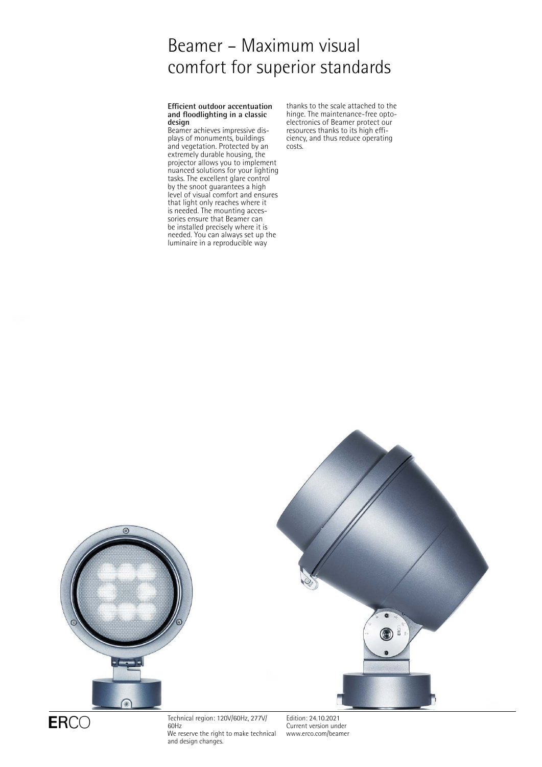# Beamer – Maximum visual comfort for superior standards

**Efficient outdoor accentuation and floodlighting in a classic design**

Beamer achieves impressive displays of monuments, buildings and vegetation. Protected by an extremely durable housing, the projector allows you to implement nuanced solutions for your lighting tasks. The excellent glare control by the snoot guarantees a high level of visual comfort and ensures that light only reaches where it is needed. The mounting accessories ensure that Beamer can be installed precisely where it is needed. You can always set up the luminaire in a reproducible way thanks to the scale attached to the hinge. The maintenance-free optoelectronics of Beamer protect our resources thanks to its high efficiency, and thus reduce operating costs.

ERCO

Technical region: 120V/60Hz, 277V/60Hz
We reserve the right to make technical and design changes.

Edition: 24.10.2021
Current version under www.erco.com/beamer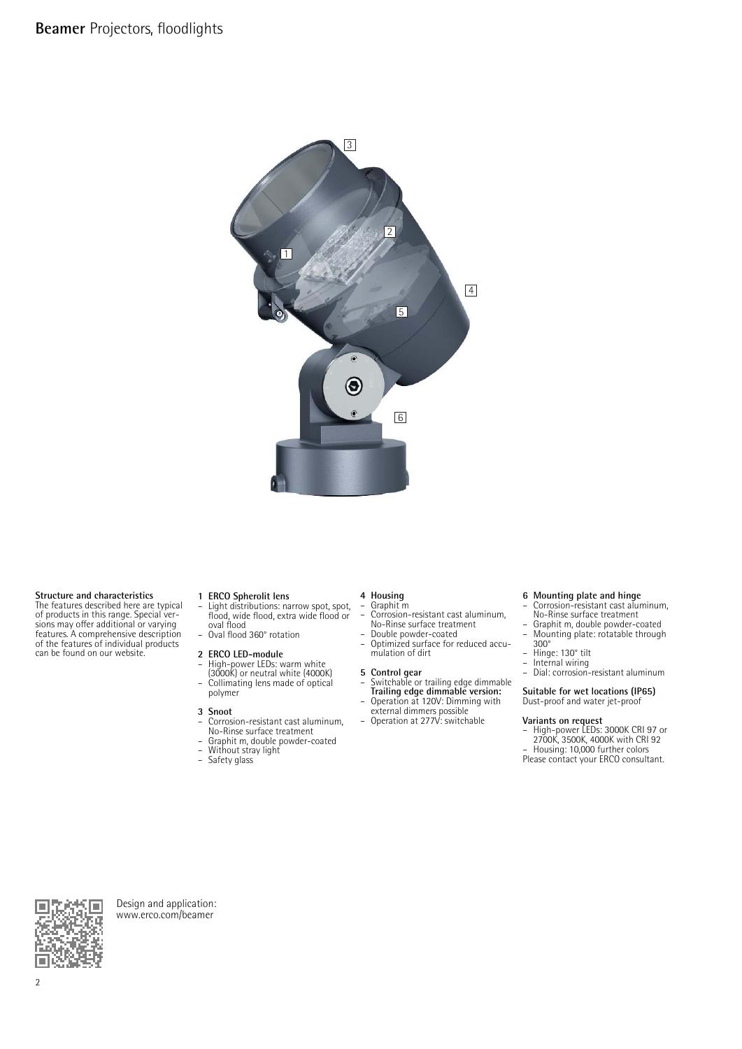# **Beamer** Projectors, floodlights

**Structure and characteristics**
The features described here are typical of products in this range. Special versions may offer additional or varying features. A comprehensive description of the features of individual products can be found on our website.

**1 ERCO Spherolit lens**
- Light distributions: narrow spot, spot, flood, wide flood, extra wide flood or oval flood
- Oval flood 360° rotation

**2 ERCO LED-module**
- High-power LEDs: warm white (3000K) or neutral white (4000K)
- Collimating lens made of optical polymer

**3 Snoot**
- Corrosion-resistant cast aluminum, No-Rinse surface treatment
- Graphit m, double powder-coated
- Without stray light
- Safety glass

**4 Housing**
- Graphit m
- Corrosion-resistant cast aluminum, No-Rinse surface treatment
- Double powder-coated
- Optimized surface for reduced accumulation of dirt

**5 Control gear**
- Switchable or trailing edge dimmable

**Trailing edge dimmable version:**
- Operation at 120V: Dimming with external dimmers possible
- Operation at 277V: switchable

**6 Mounting plate and hinge**
- Corrosion-resistant cast aluminum, No-Rinse surface treatment
- Graphit m, double powder-coated
- Mounting plate: rotatable through 300°
- Hinge: 130° tilt
- Internal wiring
- Dial: corrosion-resistant aluminum

**Suitable for wet locations (IP65)**
Dust-proof and water jet-proof

**Variants on request**
- High-power LEDs: 3000K CRI 97 or 2700K, 3500K, 4000K with CRI 92
- Housing: 10,000 further colors

Please contact your ERCO consultant.

Design and application:
www.erco.com/beamer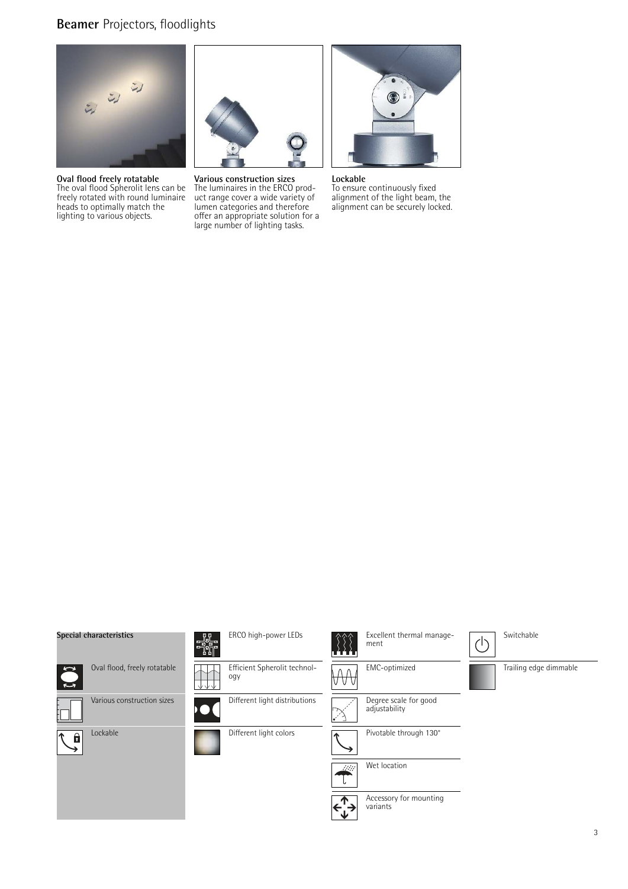# **Beamer** Projectors, floodlights

**Oval flood freely rotatable**
The oval flood Spherolit lens can be freely rotated with round luminaire heads to optimally match the lighting to various objects.

**Various construction sizes**
The luminaires in the ERCO product range cover a wide variety of lumen categories and therefore offer an appropriate solution for a large number of lighting tasks.

**Lockable**
To ensure continuously fixed alignment of the light beam, the alignment can be securely locked.

**Special characteristics**

- Oval flood, freely rotatable
- Various construction sizes
- Lockable
- ERCO high-power LEDs
- Efficient Spherolit technology
- Different light distributions
- Different light colors
- Excellent thermal management
- EMC-optimized
- Degree scale for good adjustability
- Pivotable through 130°
- Wet location
- Accessory for mounting variants
- Switchable
- Trailing edge dimmable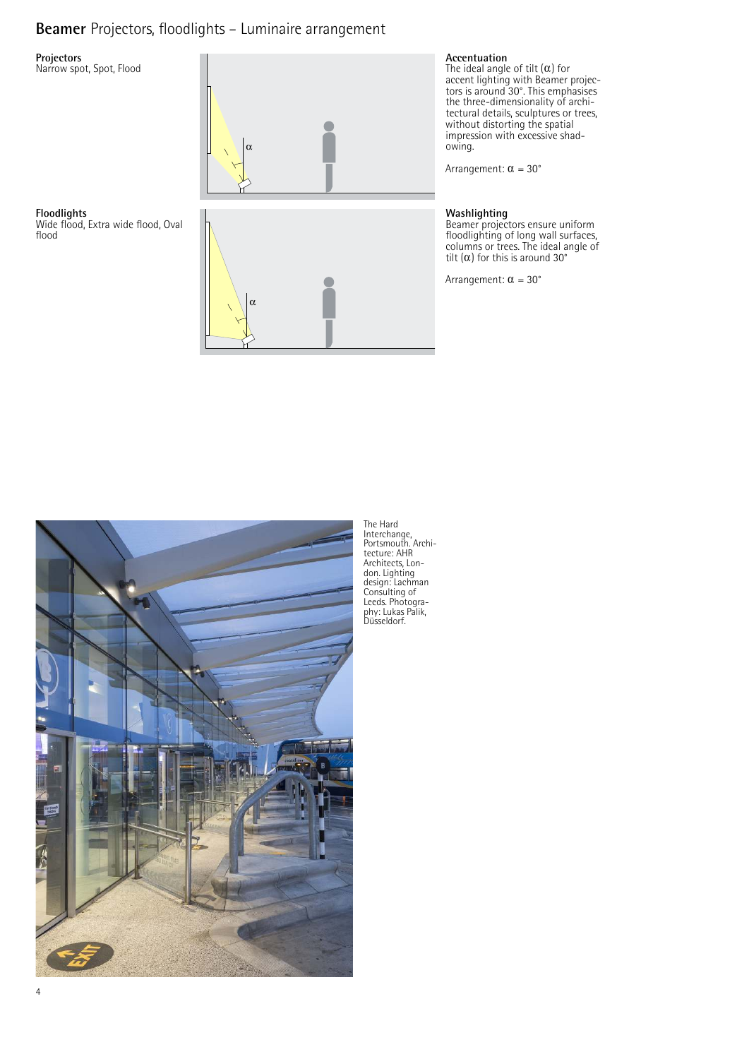# **Beamer** Projectors, floodlights – Luminaire arrangement

**Projectors**
Narrow spot, Spot, Flood

**Accentuation**
The ideal angle of tilt ($\alpha$) for accent lighting with Beamer projectors is around 30°. This emphasises the three-dimensionality of architectural details, sculptures or trees, without distorting the spatial impression with excessive shadowing.

Arrangement: $\alpha$ = 30°

**Floodlights**
Wide flood, Extra wide flood, Oval flood

**Washlighting**
Beamer projectors ensure uniform floodlighting of long wall surfaces, columns or trees. The ideal angle of tilt ($\alpha$) for this is around 30°

Arrangement: $\alpha$ = 30°

The Hard Interchange, Portsmouth. Architecture: AHR Architects, London. Lighting design: Lachman Consulting of Leeds. Photography: Lukas Palik, Düsseldorf.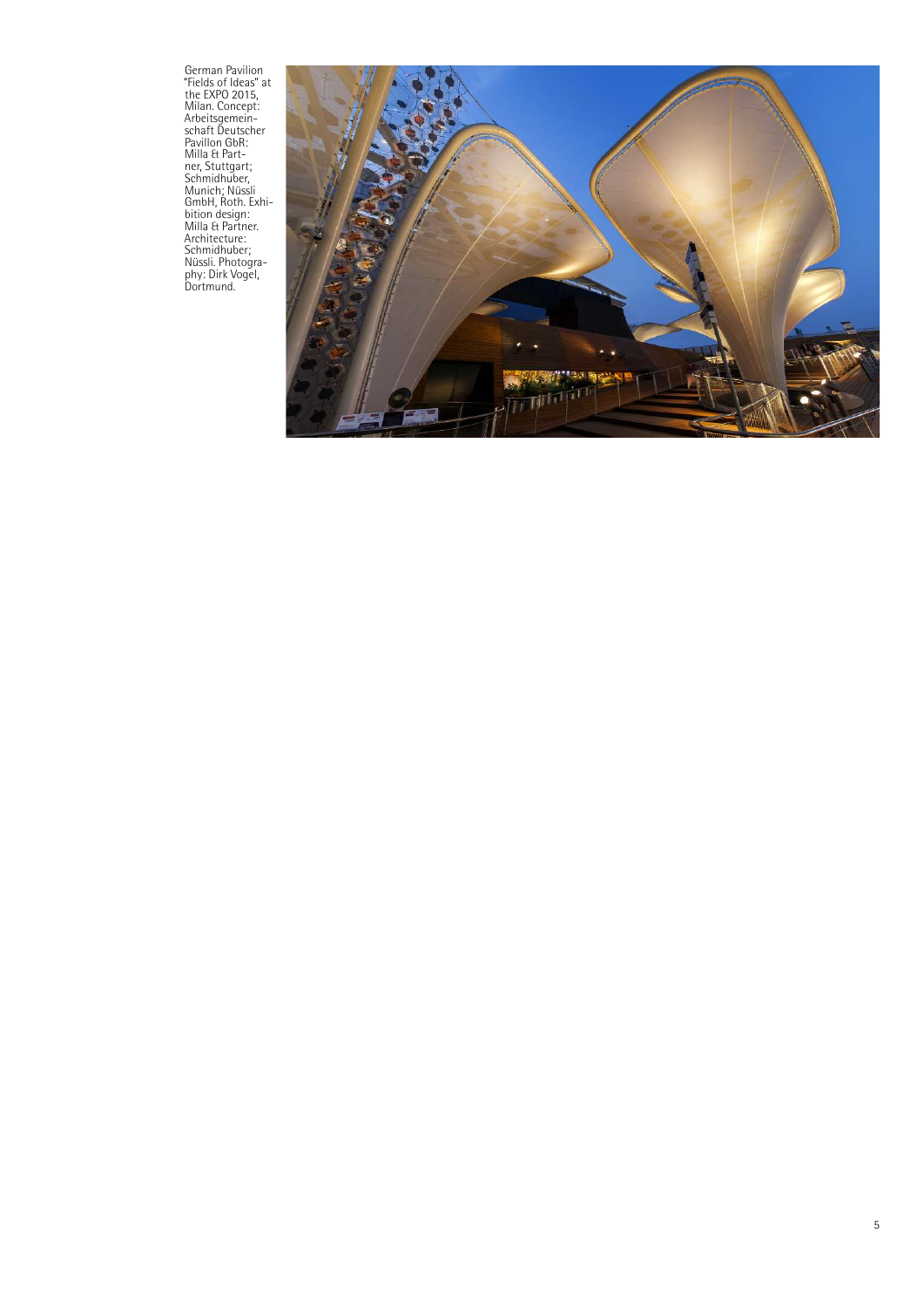German Pavilion "Fields of Ideas" at the EXPO 2015, Milan. Concept: Arbeitsgemeinschaft Deutscher Pavillon GbR: Milla & Partner, Stuttgart; Schmidhuber, Munich; Nüssli GmbH, Roth. Exhibition design: Milla & Partner. Architecture: Schmidhuber; Nüssli. Photography: Dirk Vogel, Dortmund.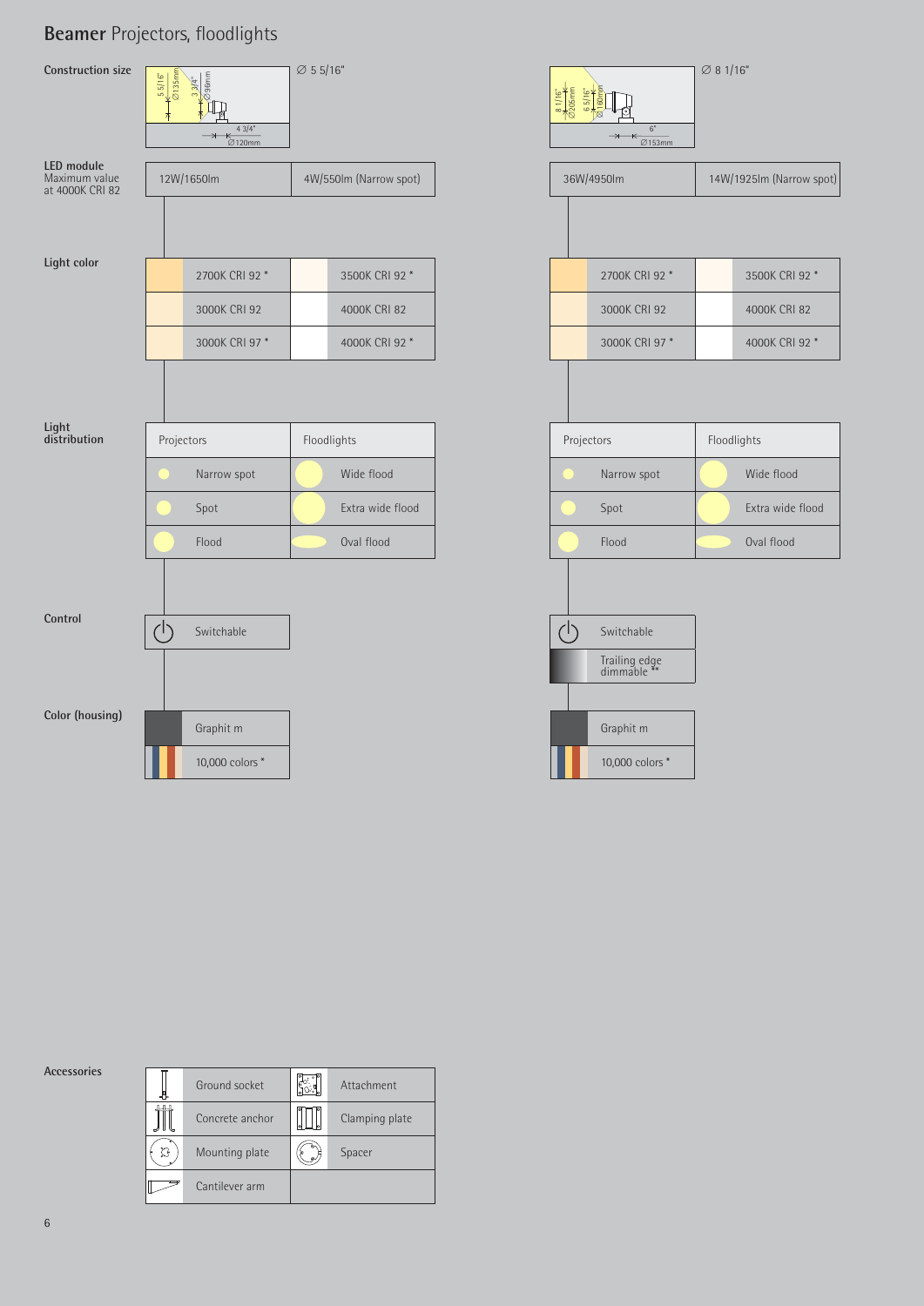# **Beamer** Projectors, floodlights

| | Small size | | Large size | |
|---|---|---|---|---|
| **Construction size** | ∅ 5 5/16" (5 5/16" ∅135mm; 3 3/4" ∅96mm; 4 3/4" ∅120mm) | | ∅ 8 1/16" (8 1/16" ∅205mm; 6 5/16" ∅160mm; 6" ∅153mm) | |
| **LED module** Maximum value at 4000K CRI 82 | 12W/1650lm | 4W/550lm (Narrow spot) | 36W/4950lm | 14W/1925lm (Narrow spot) |
| **Light color** | 2700K CRI 92 * | 3500K CRI 92 * | 2700K CRI 92 * | 3500K CRI 92 * |
| | 3000K CRI 92 | 4000K CRI 82 | 3000K CRI 92 | 4000K CRI 82 |
| | 3000K CRI 97 * | 4000K CRI 92 * | 3000K CRI 97 * | 4000K CRI 92 * |
| **Light distribution** | Projectors | Floodlights | Projectors | Floodlights |
| | Narrow spot | Wide flood | Narrow spot | Wide flood |
| | Spot | Extra wide flood | Spot | Extra wide flood |
| | Flood | Oval flood | Flood | Oval flood |
| **Control** | Switchable | | Switchable | |
| | | | Trailing edge dimmable ** | |
| **Color (housing)** | Graphit m | | Graphit m | |
| | 10,000 colors * | | 10,000 colors * | |

**Accessories**

| | |
|---|---|
| Ground socket | Attachment |
| Concrete anchor | Clamping plate |
| Mounting plate | Spacer |
| Cantilever arm | |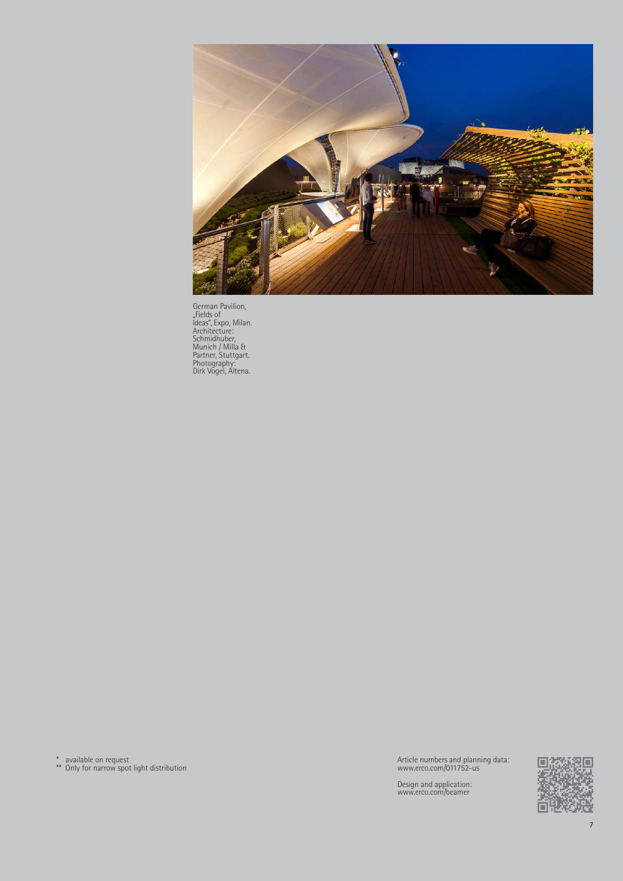German Pavilion, „Fields of Ideas", Expo, Milan. Architecture: Schmidhuber, Munich / Milla & Partner, Stuttgart. Photography: Dirk Vogel, Altena.

\* available on request
\*\* Only for narrow spot light distribution

Article numbers and planning data:
www.erco.com/011752-us

Design and application:
www.erco.com/beamer